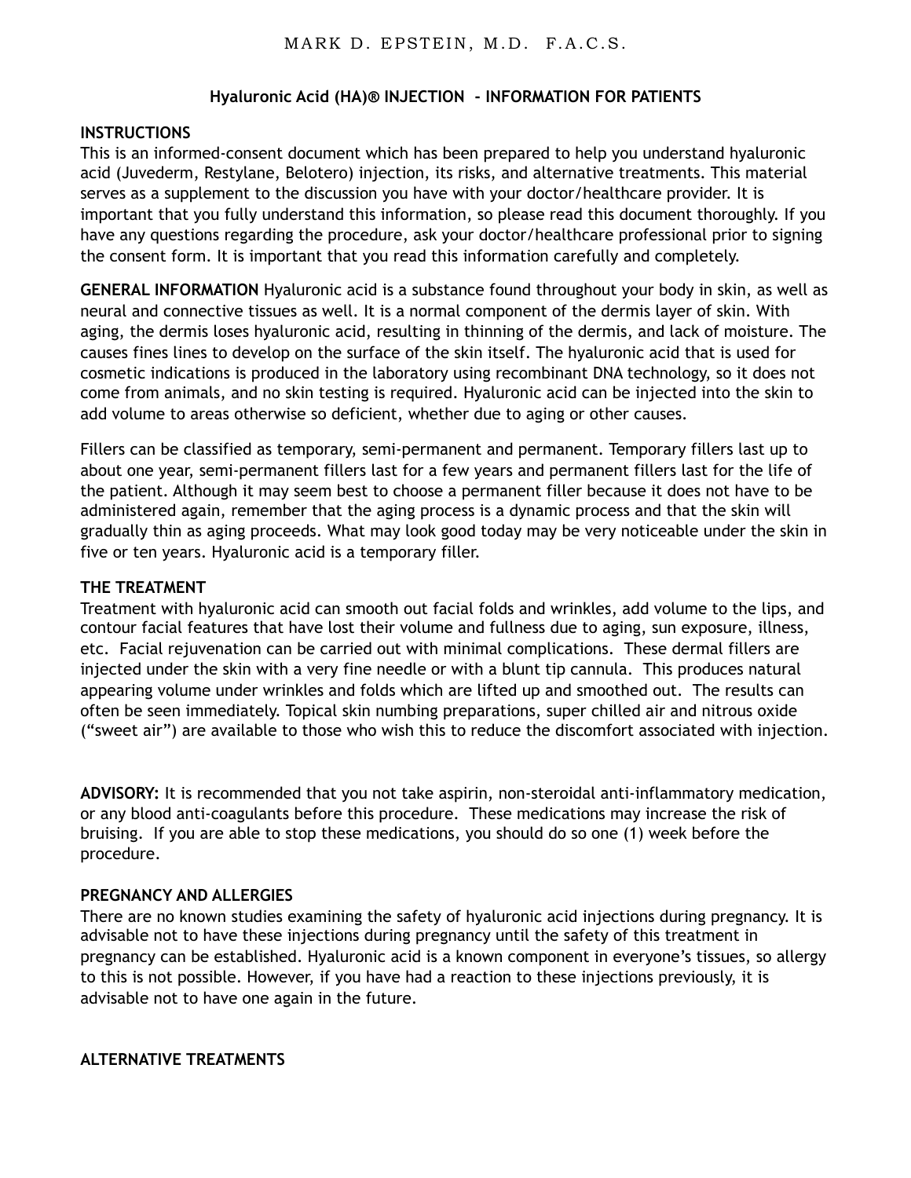MARK D. EPSTEIN, M.D. F.A.C.S.

## Hyaluronic Acid (HA)® INJECTION - INFORMATION FOR PATIENTS

**INSTRUCTIONS**

This is an informed-consent document which has been prepared to help you understand hyaluronic acid (Juvederm, Restylane, Belotero) injection, its risks, and alternative treatments. This material serves as a supplement to the discussion you have with your doctor/healthcare provider. It is important that you fully understand this information, so please read this document thoroughly. If you have any questions regarding the procedure, ask your doctor/healthcare professional prior to signing the consent form. It is important that you read this information carefully and completely.

**GENERAL INFORMATION** Hyaluronic acid is a substance found throughout your body in skin, as well as neural and connective tissues as well. It is a normal component of the dermis layer of skin. With aging, the dermis loses hyaluronic acid, resulting in thinning of the dermis, and lack of moisture. The causes fines lines to develop on the surface of the skin itself. The hyaluronic acid that is used for cosmetic indications is produced in the laboratory using recombinant DNA technology, so it does not come from animals, and no skin testing is required. Hyaluronic acid can be injected into the skin to add volume to areas otherwise so deficient, whether due to aging or other causes.

Fillers can be classified as temporary, semi-permanent and permanent. Temporary fillers last up to about one year, semi-permanent fillers last for a few years and permanent fillers last for the life of the patient. Although it may seem best to choose a permanent filler because it does not have to be administered again, remember that the aging process is a dynamic process and that the skin will gradually thin as aging proceeds. What may look good today may be very noticeable under the skin in five or ten years. Hyaluronic acid is a temporary filler.

**THE TREATMENT**

Treatment with hyaluronic acid can smooth out facial folds and wrinkles, add volume to the lips, and contour facial features that have lost their volume and fullness due to aging, sun exposure, illness, etc. Facial rejuvenation can be carried out with minimal complications. These dermal fillers are injected under the skin with a very fine needle or with a blunt tip cannula. This produces natural appearing volume under wrinkles and folds which are lifted up and smoothed out. The results can often be seen immediately. Topical skin numbing preparations, super chilled air and nitrous oxide ("sweet air") are available to those who wish this to reduce the discomfort associated with injection.

**ADVISORY:** It is recommended that you not take aspirin, non-steroidal anti-inflammatory medication, or any blood anti-coagulants before this procedure. These medications may increase the risk of bruising. If you are able to stop these medications, you should do so one (1) week before the procedure.

**PREGNANCY AND ALLERGIES**

There are no known studies examining the safety of hyaluronic acid injections during pregnancy. It is advisable not to have these injections during pregnancy until the safety of this treatment in pregnancy can be established. Hyaluronic acid is a known component in everyone's tissues, so allergy to this is not possible. However, if you have had a reaction to these injections previously, it is advisable not to have one again in the future.

**ALTERNATIVE TREATMENTS**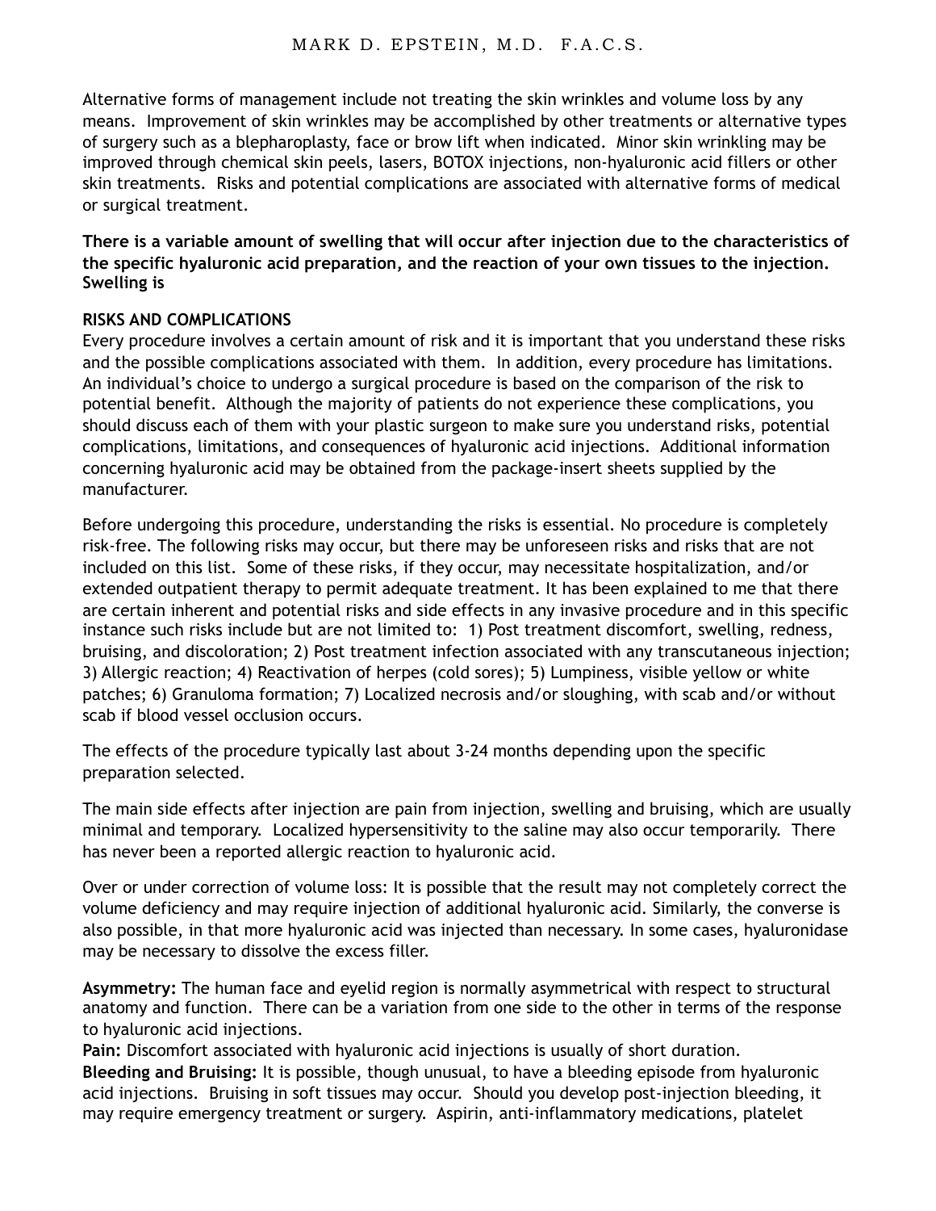Alternative forms of management include not treating the skin wrinkles and volume loss by any means. Improvement of skin wrinkles may be accomplished by other treatments or alternative types of surgery such as a blepharoplasty, face or brow lift when indicated. Minor skin wrinkling may be improved through chemical skin peels, lasers, BOTOX injections, non-hyaluronic acid fillers or other skin treatments. Risks and potential complications are associated with alternative forms of medical or surgical treatment.

**There is a variable amount of swelling that will occur after injection due to the characteristics of the specific hyaluronic acid preparation, and the reaction of your own tissues to the injection. Swelling is**

**RISKS AND COMPLICATIONS**

Every procedure involves a certain amount of risk and it is important that you understand these risks and the possible complications associated with them. In addition, every procedure has limitations. An individual's choice to undergo a surgical procedure is based on the comparison of the risk to potential benefit. Although the majority of patients do not experience these complications, you should discuss each of them with your plastic surgeon to make sure you understand risks, potential complications, limitations, and consequences of hyaluronic acid injections. Additional information concerning hyaluronic acid may be obtained from the package-insert sheets supplied by the manufacturer.

Before undergoing this procedure, understanding the risks is essential. No procedure is completely risk-free. The following risks may occur, but there may be unforeseen risks and risks that are not included on this list. Some of these risks, if they occur, may necessitate hospitalization, and/or extended outpatient therapy to permit adequate treatment. It has been explained to me that there are certain inherent and potential risks and side effects in any invasive procedure and in this specific instance such risks include but are not limited to: 1) Post treatment discomfort, swelling, redness, bruising, and discoloration; 2) Post treatment infection associated with any transcutaneous injection; 3) Allergic reaction; 4) Reactivation of herpes (cold sores); 5) Lumpiness, visible yellow or white patches; 6) Granuloma formation; 7) Localized necrosis and/or sloughing, with scab and/or without scab if blood vessel occlusion occurs.

The effects of the procedure typically last about 3-24 months depending upon the specific preparation selected.

The main side effects after injection are pain from injection, swelling and bruising, which are usually minimal and temporary. Localized hypersensitivity to the saline may also occur temporarily. There has never been a reported allergic reaction to hyaluronic acid.

Over or under correction of volume loss: It is possible that the result may not completely correct the volume deficiency and may require injection of additional hyaluronic acid. Similarly, the converse is also possible, in that more hyaluronic acid was injected than necessary. In some cases, hyaluronidase may be necessary to dissolve the excess filler.

**Asymmetry:** The human face and eyelid region is normally asymmetrical with respect to structural anatomy and function. There can be a variation from one side to the other in terms of the response to hyaluronic acid injections.

**Pain:** Discomfort associated with hyaluronic acid injections is usually of short duration.

**Bleeding and Bruising:** It is possible, though unusual, to have a bleeding episode from hyaluronic acid injections. Bruising in soft tissues may occur. Should you develop post-injection bleeding, it may require emergency treatment or surgery. Aspirin, anti-inflammatory medications, platelet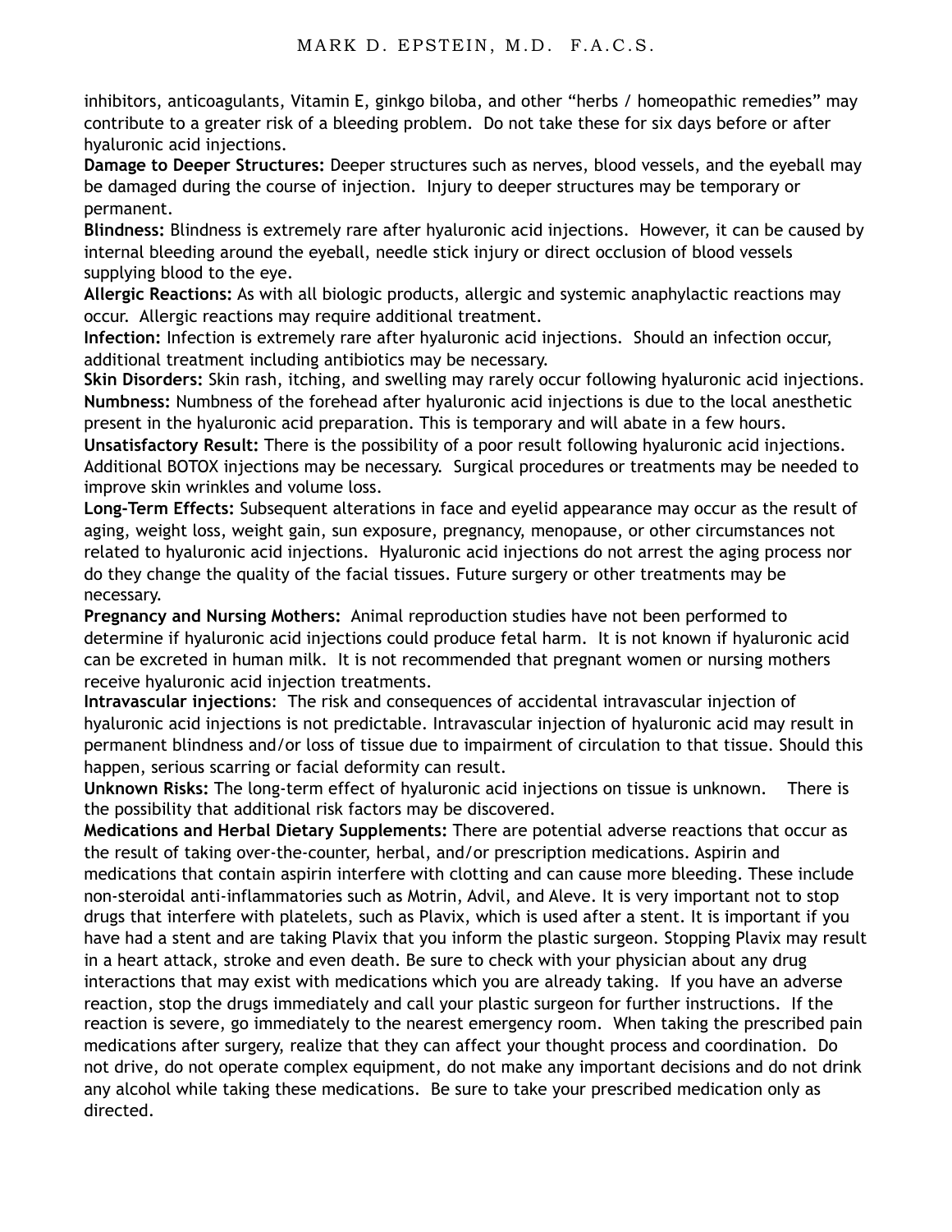inhibitors, anticoagulants, Vitamin E, ginkgo biloba, and other “herbs / homeopathic remedies” may contribute to a greater risk of a bleeding problem. Do not take these for six days before or after hyaluronic acid injections.

**Damage to Deeper Structures:** Deeper structures such as nerves, blood vessels, and the eyeball may be damaged during the course of injection. Injury to deeper structures may be temporary or permanent.

**Blindness:** Blindness is extremely rare after hyaluronic acid injections. However, it can be caused by internal bleeding around the eyeball, needle stick injury or direct occlusion of blood vessels supplying blood to the eye.

**Allergic Reactions:** As with all biologic products, allergic and systemic anaphylactic reactions may occur. Allergic reactions may require additional treatment.

**Infection:** Infection is extremely rare after hyaluronic acid injections. Should an infection occur, additional treatment including antibiotics may be necessary.

**Skin Disorders:** Skin rash, itching, and swelling may rarely occur following hyaluronic acid injections.

**Numbness:** Numbness of the forehead after hyaluronic acid injections is due to the local anesthetic present in the hyaluronic acid preparation. This is temporary and will abate in a few hours.

**Unsatisfactory Result:** There is the possibility of a poor result following hyaluronic acid injections. Additional BOTOX injections may be necessary. Surgical procedures or treatments may be needed to improve skin wrinkles and volume loss.

**Long-Term Effects:** Subsequent alterations in face and eyelid appearance may occur as the result of aging, weight loss, weight gain, sun exposure, pregnancy, menopause, or other circumstances not related to hyaluronic acid injections. Hyaluronic acid injections do not arrest the aging process nor do they change the quality of the facial tissues. Future surgery or other treatments may be necessary.

**Pregnancy and Nursing Mothers:** Animal reproduction studies have not been performed to determine if hyaluronic acid injections could produce fetal harm. It is not known if hyaluronic acid can be excreted in human milk. It is not recommended that pregnant women or nursing mothers receive hyaluronic acid injection treatments.

**Intravascular injections**: The risk and consequences of accidental intravascular injection of hyaluronic acid injections is not predictable. Intravascular injection of hyaluronic acid may result in permanent blindness and/or loss of tissue due to impairment of circulation to that tissue. Should this happen, serious scarring or facial deformity can result.

**Unknown Risks:** The long-term effect of hyaluronic acid injections on tissue is unknown. There is the possibility that additional risk factors may be discovered.

**Medications and Herbal Dietary Supplements:** There are potential adverse reactions that occur as the result of taking over-the-counter, herbal, and/or prescription medications. Aspirin and medications that contain aspirin interfere with clotting and can cause more bleeding. These include non-steroidal anti-inflammatories such as Motrin, Advil, and Aleve. It is very important not to stop drugs that interfere with platelets, such as Plavix, which is used after a stent. It is important if you have had a stent and are taking Plavix that you inform the plastic surgeon. Stopping Plavix may result in a heart attack, stroke and even death. Be sure to check with your physician about any drug interactions that may exist with medications which you are already taking. If you have an adverse reaction, stop the drugs immediately and call your plastic surgeon for further instructions. If the reaction is severe, go immediately to the nearest emergency room. When taking the prescribed pain medications after surgery, realize that they can affect your thought process and coordination. Do not drive, do not operate complex equipment, do not make any important decisions and do not drink any alcohol while taking these medications. Be sure to take your prescribed medication only as directed.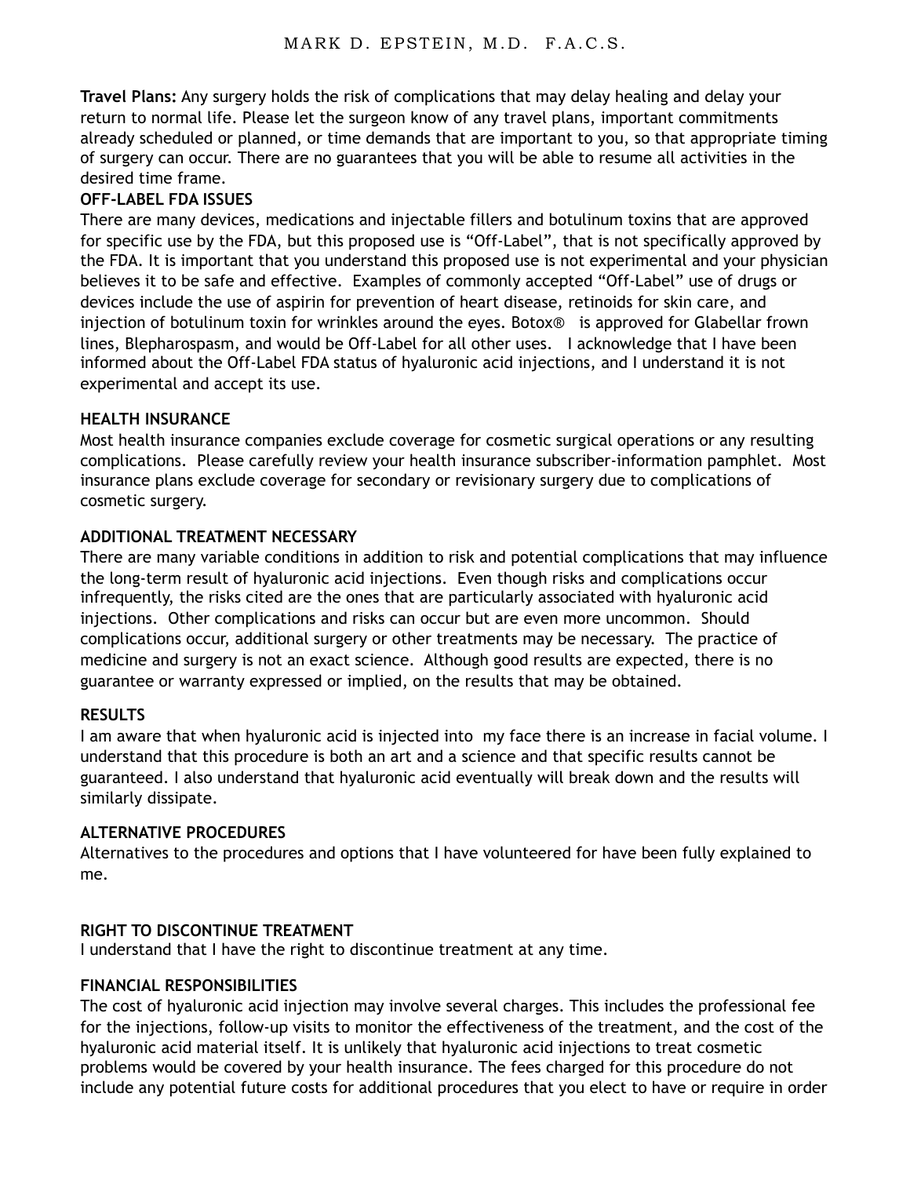**Travel Plans:** Any surgery holds the risk of complications that may delay healing and delay your return to normal life. Please let the surgeon know of any travel plans, important commitments already scheduled or planned, or time demands that are important to you, so that appropriate timing of surgery can occur. There are no guarantees that you will be able to resume all activities in the desired time frame.

**OFF-LABEL FDA ISSUES**

There are many devices, medications and injectable fillers and botulinum toxins that are approved for specific use by the FDA, but this proposed use is "Off-Label", that is not specifically approved by the FDA. It is important that you understand this proposed use is not experimental and your physician believes it to be safe and effective. Examples of commonly accepted "Off-Label" use of drugs or devices include the use of aspirin for prevention of heart disease, retinoids for skin care, and injection of botulinum toxin for wrinkles around the eyes. Botox® is approved for Glabellar frown lines, Blepharospasm, and would be Off-Label for all other uses. I acknowledge that I have been informed about the Off-Label FDA status of hyaluronic acid injections, and I understand it is not experimental and accept its use.

**HEALTH INSURANCE**

Most health insurance companies exclude coverage for cosmetic surgical operations or any resulting complications. Please carefully review your health insurance subscriber-information pamphlet. Most insurance plans exclude coverage for secondary or revisionary surgery due to complications of cosmetic surgery.

**ADDITIONAL TREATMENT NECESSARY**

There are many variable conditions in addition to risk and potential complications that may influence the long-term result of hyaluronic acid injections. Even though risks and complications occur infrequently, the risks cited are the ones that are particularly associated with hyaluronic acid injections. Other complications and risks can occur but are even more uncommon. Should complications occur, additional surgery or other treatments may be necessary. The practice of medicine and surgery is not an exact science. Although good results are expected, there is no guarantee or warranty expressed or implied, on the results that may be obtained.

**RESULTS**

I am aware that when hyaluronic acid is injected into my face there is an increase in facial volume. I understand that this procedure is both an art and a science and that specific results cannot be guaranteed. I also understand that hyaluronic acid eventually will break down and the results will similarly dissipate.

**ALTERNATIVE PROCEDURES**

Alternatives to the procedures and options that I have volunteered for have been fully explained to me.

**RIGHT TO DISCONTINUE TREATMENT**

I understand that I have the right to discontinue treatment at any time.

**FINANCIAL RESPONSIBILITIES**

The cost of hyaluronic acid injection may involve several charges. This includes the professional fee for the injections, follow-up visits to monitor the effectiveness of the treatment, and the cost of the hyaluronic acid material itself. It is unlikely that hyaluronic acid injections to treat cosmetic problems would be covered by your health insurance. The fees charged for this procedure do not include any potential future costs for additional procedures that you elect to have or require in order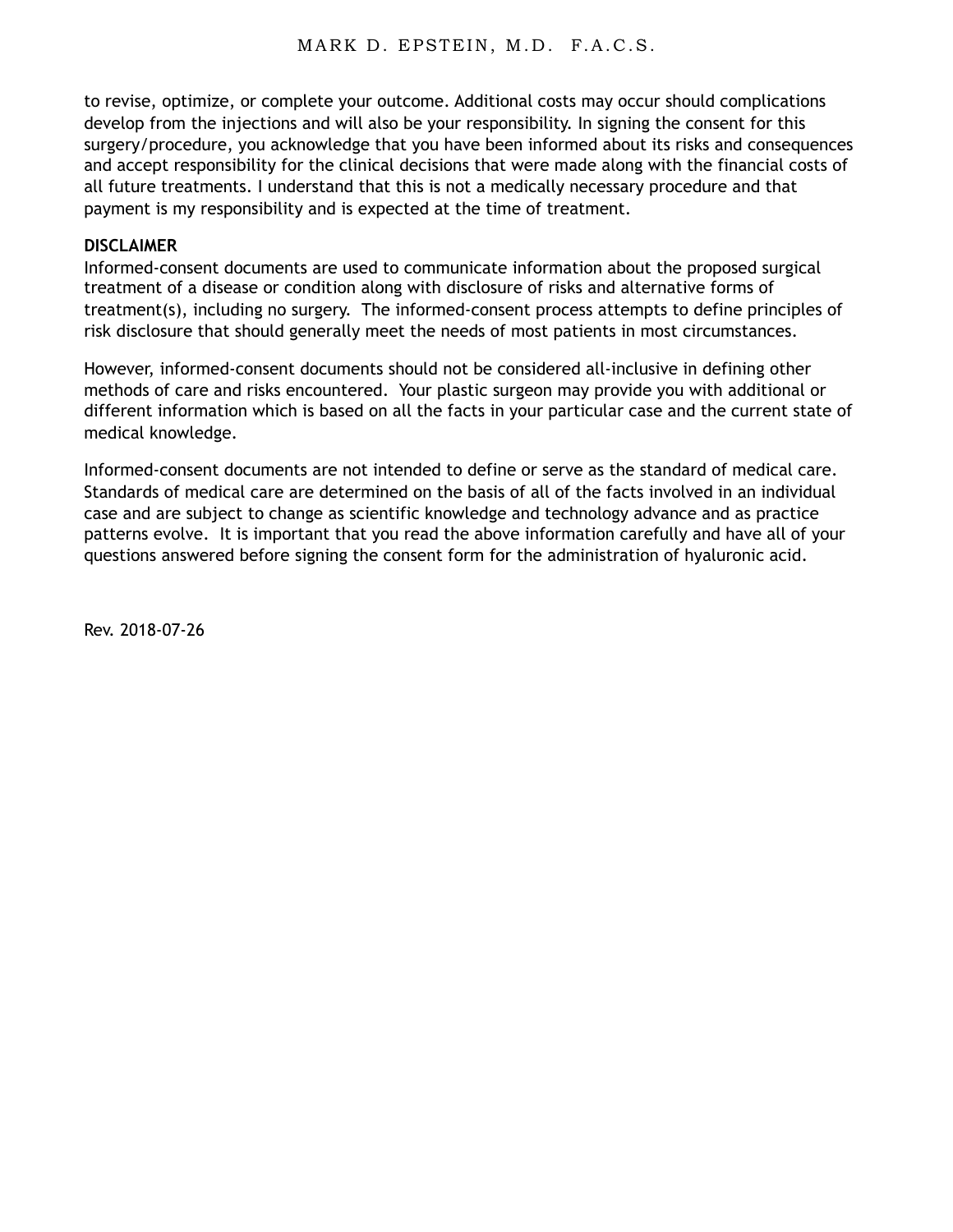to revise, optimize, or complete your outcome. Additional costs may occur should complications develop from the injections and will also be your responsibility. In signing the consent for this surgery/procedure, you acknowledge that you have been informed about its risks and consequences and accept responsibility for the clinical decisions that were made along with the financial costs of all future treatments. I understand that this is not a medically necessary procedure and that payment is my responsibility and is expected at the time of treatment.

**DISCLAIMER**

Informed-consent documents are used to communicate information about the proposed surgical treatment of a disease or condition along with disclosure of risks and alternative forms of treatment(s), including no surgery. The informed-consent process attempts to define principles of risk disclosure that should generally meet the needs of most patients in most circumstances.

However, informed-consent documents should not be considered all-inclusive in defining other methods of care and risks encountered. Your plastic surgeon may provide you with additional or different information which is based on all the facts in your particular case and the current state of medical knowledge.

Informed-consent documents are not intended to define or serve as the standard of medical care. Standards of medical care are determined on the basis of all of the facts involved in an individual case and are subject to change as scientific knowledge and technology advance and as practice patterns evolve. It is important that you read the above information carefully and have all of your questions answered before signing the consent form for the administration of hyaluronic acid.

Rev. 2018-07-26